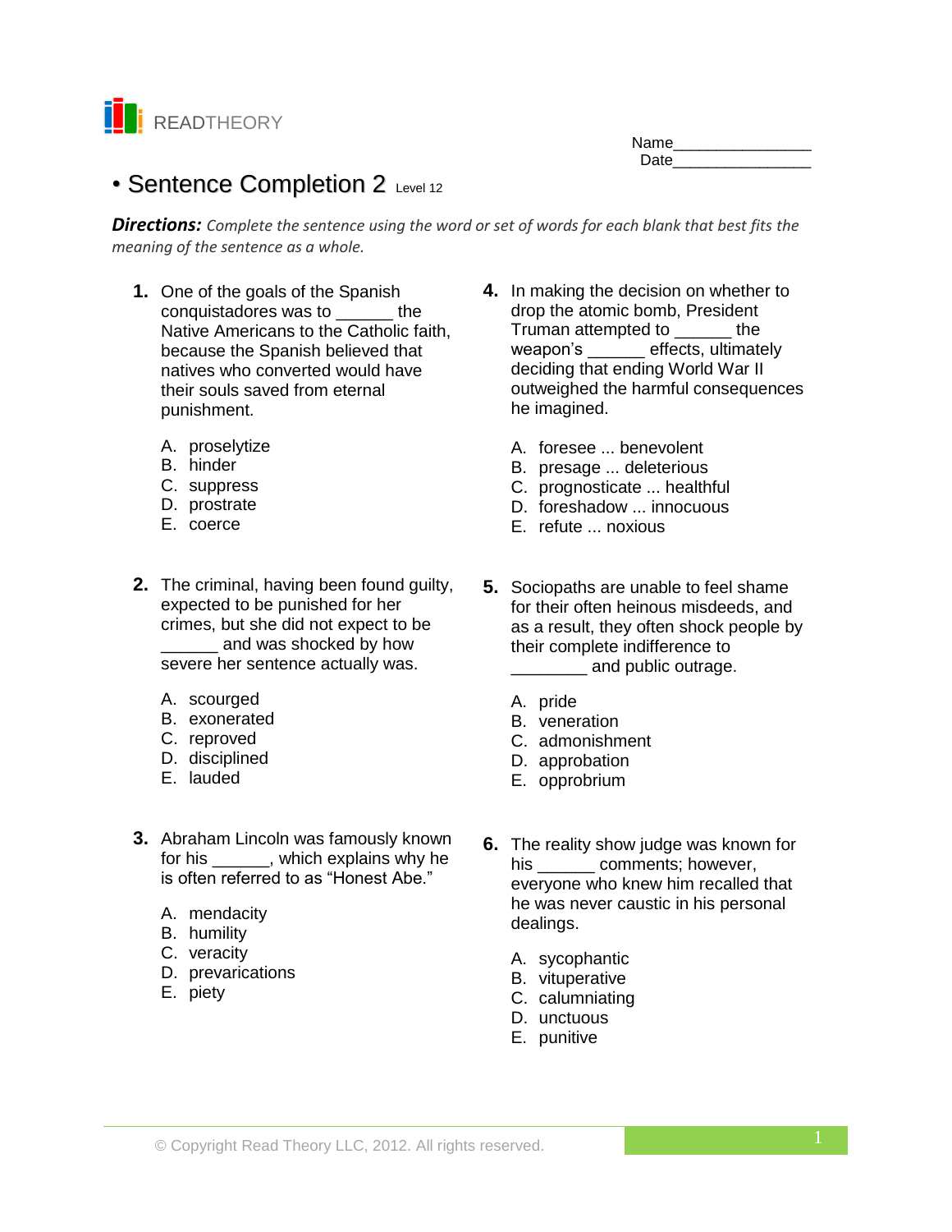READTHEORY

Name________________
Date________________

# • Sentence Completion 2 Level 12

***Directions:*** *Complete the sentence using the word or set of words for each blank that best fits the meaning of the sentence as a whole.*

**1.** One of the goals of the Spanish conquistadores was to ______ the Native Americans to the Catholic faith, because the Spanish believed that natives who converted would have their souls saved from eternal punishment.

A. proselytize
B. hinder
C. suppress
D. prostrate
E. coerce

**2.** The criminal, having been found guilty, expected to be punished for her crimes, but she did not expect to be ______ and was shocked by how severe her sentence actually was.

A. scourged
B. exonerated
C. reproved
D. disciplined
E. lauded

**3.** Abraham Lincoln was famously known for his ______, which explains why he is often referred to as "Honest Abe."

A. mendacity
B. humility
C. veracity
D. prevarications
E. piety

**4.** In making the decision on whether to drop the atomic bomb, President Truman attempted to ______ the weapon's ______ effects, ultimately deciding that ending World War II outweighed the harmful consequences he imagined.

A. foresee ... benevolent
B. presage ... deleterious
C. prognosticate ... healthful
D. foreshadow ... innocuous
E. refute ... noxious

**5.** Sociopaths are unable to feel shame for their often heinous misdeeds, and as a result, they often shock people by their complete indifference to ________ and public outrage.

A. pride
B. veneration
C. admonishment
D. approbation
E. opprobrium

**6.** The reality show judge was known for his ______ comments; however, everyone who knew him recalled that he was never caustic in his personal dealings.

A. sycophantic
B. vituperative
C. calumniating
D. unctuous
E. punitive

© Copyright Read Theory LLC, 2012. All rights reserved.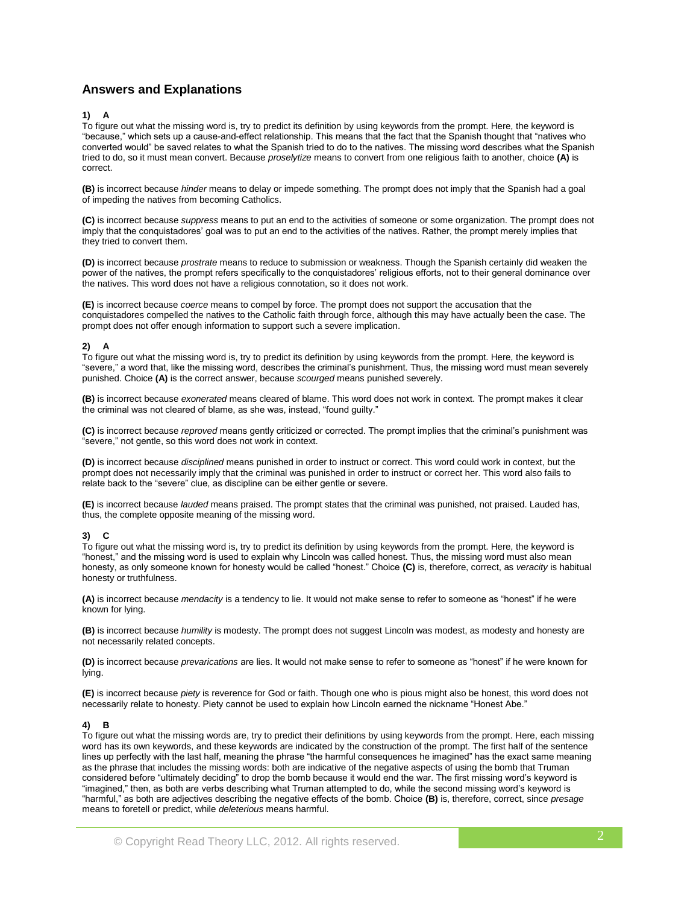## Answers and Explanations

**1) A**

To figure out what the missing word is, try to predict its definition by using keywords from the prompt. Here, the keyword is "because," which sets up a cause-and-effect relationship. This means that the fact that the Spanish thought that "natives who converted would" be saved relates to what the Spanish tried to do to the natives. The missing word describes what the Spanish tried to do, so it must mean convert. Because *proselytize* means to convert from one religious faith to another, choice **(A)** is correct.

**(B)** is incorrect because *hinder* means to delay or impede something. The prompt does not imply that the Spanish had a goal of impeding the natives from becoming Catholics.

**(C)** is incorrect because *suppress* means to put an end to the activities of someone or some organization. The prompt does not imply that the conquistadores' goal was to put an end to the activities of the natives. Rather, the prompt merely implies that they tried to convert them.

**(D)** is incorrect because *prostrate* means to reduce to submission or weakness. Though the Spanish certainly did weaken the power of the natives, the prompt refers specifically to the conquistadores' religious efforts, not to their general dominance over the natives. This word does not have a religious connotation, so it does not work.

**(E)** is incorrect because *coerce* means to compel by force. The prompt does not support the accusation that the conquistadores compelled the natives to the Catholic faith through force, although this may have actually been the case. The prompt does not offer enough information to support such a severe implication.

**2) A**

To figure out what the missing word is, try to predict its definition by using keywords from the prompt. Here, the keyword is "severe," a word that, like the missing word, describes the criminal's punishment. Thus, the missing word must mean severely punished. Choice **(A)** is the correct answer, because *scourged* means punished severely.

**(B)** is incorrect because *exonerated* means cleared of blame. This word does not work in context. The prompt makes it clear the criminal was not cleared of blame, as she was, instead, "found guilty."

**(C)** is incorrect because *reproved* means gently criticized or corrected. The prompt implies that the criminal's punishment was "severe," not gentle, so this word does not work in context.

**(D)** is incorrect because *disciplined* means punished in order to instruct or correct. This word could work in context, but the prompt does not necessarily imply that the criminal was punished in order to instruct or correct her. This word also fails to relate back to the "severe" clue, as discipline can be either gentle or severe.

**(E)** is incorrect because *lauded* means praised. The prompt states that the criminal was punished, not praised. Lauded has, thus, the complete opposite meaning of the missing word.

**3) C**

To figure out what the missing word is, try to predict its definition by using keywords from the prompt. Here, the keyword is "honest," and the missing word is used to explain why Lincoln was called honest. Thus, the missing word must also mean honesty, as only someone known for honesty would be called "honest." Choice **(C)** is, therefore, correct, as *veracity* is habitual honesty or truthfulness.

**(A)** is incorrect because *mendacity* is a tendency to lie. It would not make sense to refer to someone as "honest" if he were known for lying.

**(B)** is incorrect because *humility* is modesty. The prompt does not suggest Lincoln was modest, as modesty and honesty are not necessarily related concepts.

**(D)** is incorrect because *prevarications* are lies. It would not make sense to refer to someone as "honest" if he were known for lying.

**(E)** is incorrect because *piety* is reverence for God or faith. Though one who is pious might also be honest, this word does not necessarily relate to honesty. Piety cannot be used to explain how Lincoln earned the nickname "Honest Abe."

**4) B**

To figure out what the missing words are, try to predict their definitions by using keywords from the prompt. Here, each missing word has its own keywords, and these keywords are indicated by the construction of the prompt. The first half of the sentence lines up perfectly with the last half, meaning the phrase "the harmful consequences he imagined" has the exact same meaning as the phrase that includes the missing words: both are indicative of the negative aspects of using the bomb that Truman considered before "ultimately deciding" to drop the bomb because it would end the war. The first missing word's keyword is "imagined," then, as both are verbs describing what Truman attempted to do, while the second missing word's keyword is "harmful," as both are adjectives describing the negative effects of the bomb. Choice **(B)** is, therefore, correct, since *presage* means to foretell or predict, while *deleterious* means harmful.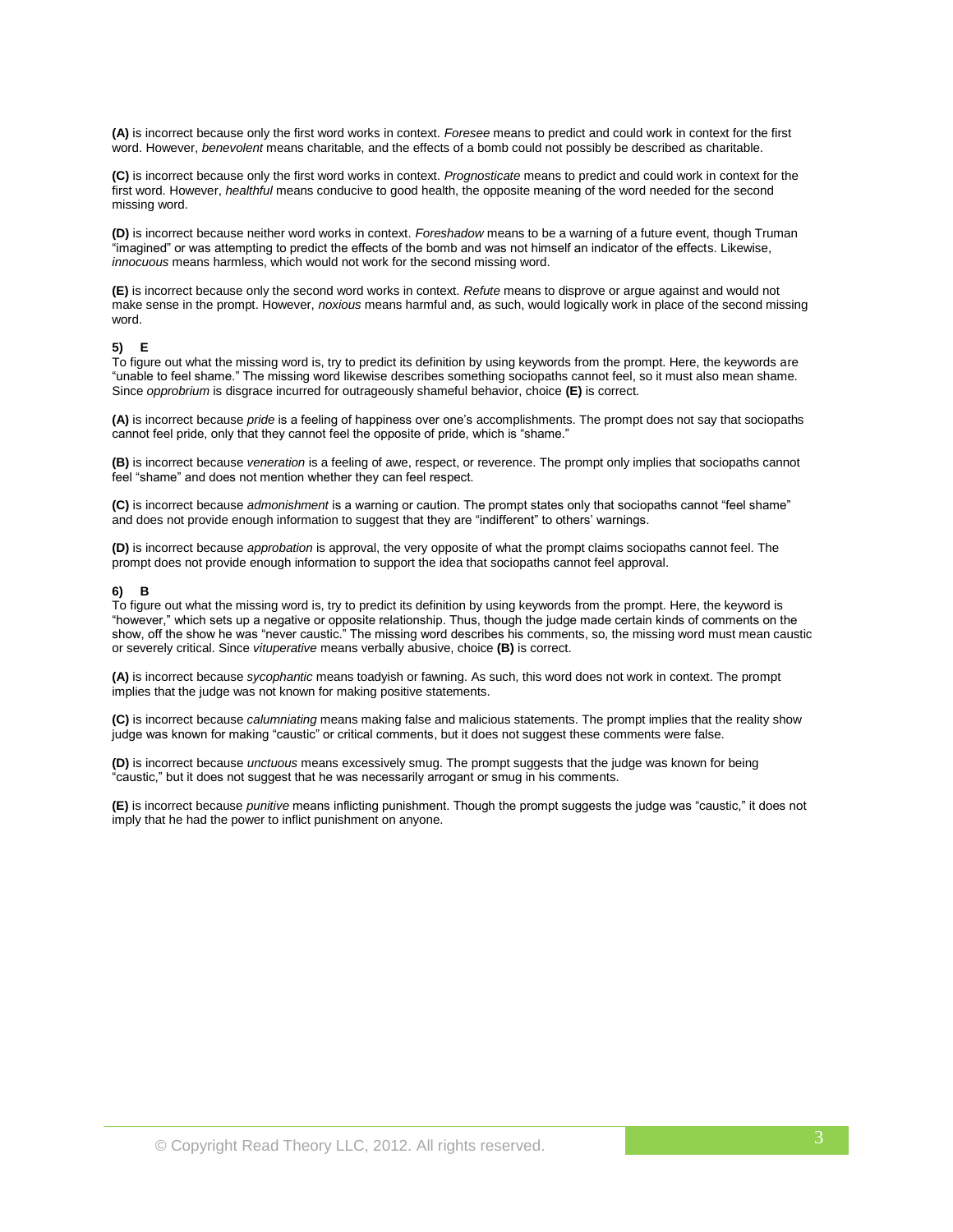**(A)** is incorrect because only the first word works in context. *Foresee* means to predict and could work in context for the first word. However, *benevolent* means charitable, and the effects of a bomb could not possibly be described as charitable.

**(C)** is incorrect because only the first word works in context. *Prognosticate* means to predict and could work in context for the first word. However, *healthful* means conducive to good health, the opposite meaning of the word needed for the second missing word.

**(D)** is incorrect because neither word works in context. *Foreshadow* means to be a warning of a future event, though Truman "imagined" or was attempting to predict the effects of the bomb and was not himself an indicator of the effects. Likewise, *innocuous* means harmless, which would not work for the second missing word.

**(E)** is incorrect because only the second word works in context. *Refute* means to disprove or argue against and would not make sense in the prompt. However, *noxious* means harmful and, as such, would logically work in place of the second missing word.

**5) E**

To figure out what the missing word is, try to predict its definition by using keywords from the prompt. Here, the keywords are "unable to feel shame." The missing word likewise describes something sociopaths cannot feel, so it must also mean shame. Since *opprobrium* is disgrace incurred for outrageously shameful behavior, choice **(E)** is correct.

**(A)** is incorrect because *pride* is a feeling of happiness over one's accomplishments. The prompt does not say that sociopaths cannot feel pride, only that they cannot feel the opposite of pride, which is "shame."

**(B)** is incorrect because *veneration* is a feeling of awe, respect, or reverence. The prompt only implies that sociopaths cannot feel "shame" and does not mention whether they can feel respect.

**(C)** is incorrect because *admonishment* is a warning or caution. The prompt states only that sociopaths cannot "feel shame" and does not provide enough information to suggest that they are "indifferent" to others' warnings.

**(D)** is incorrect because *approbation* is approval, the very opposite of what the prompt claims sociopaths cannot feel. The prompt does not provide enough information to support the idea that sociopaths cannot feel approval.

**6) B**

To figure out what the missing word is, try to predict its definition by using keywords from the prompt. Here, the keyword is "however," which sets up a negative or opposite relationship. Thus, though the judge made certain kinds of comments on the show, off the show he was "never caustic." The missing word describes his comments, so, the missing word must mean caustic or severely critical. Since *vituperative* means verbally abusive, choice **(B)** is correct.

**(A)** is incorrect because *sycophantic* means toadyish or fawning. As such, this word does not work in context. The prompt implies that the judge was not known for making positive statements.

**(C)** is incorrect because *calumniating* means making false and malicious statements. The prompt implies that the reality show judge was known for making "caustic" or critical comments, but it does not suggest these comments were false.

**(D)** is incorrect because *unctuous* means excessively smug. The prompt suggests that the judge was known for being "caustic," but it does not suggest that he was necessarily arrogant or smug in his comments.

**(E)** is incorrect because *punitive* means inflicting punishment. Though the prompt suggests the judge was "caustic," it does not imply that he had the power to inflict punishment on anyone.

© Copyright Read Theory LLC, 2012. All rights reserved.